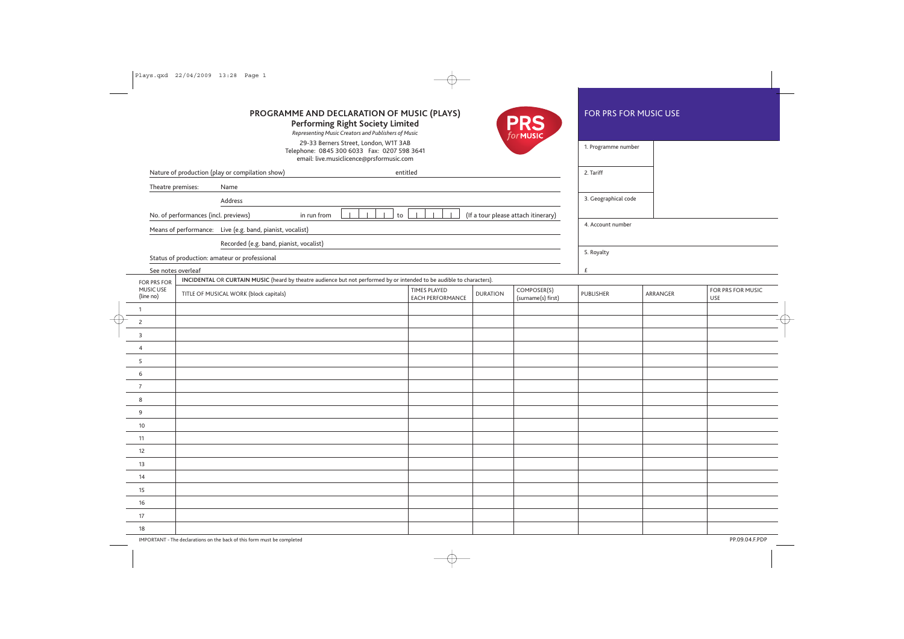# PROGRAMME AND DECLARATION OF MUSIC (PLAYS)

## Performing Right Society Limited

*Representing Music Creators and Publishers of Music*

29-33 Berners Street, London, W1T 3AB
Telephone: 0845 300 6033 Fax: 0207 598 3641
email: live.musiclicence@prsformusic.com

PRS for MUSIC

## FOR PRS FOR MUSIC USE

| | |
|---|---|
| 1. Programme number | |
| 2. Tariff | |
| 3. Geographical code | |
| 4. Account number | |
| 5. Royalty | £ |

Nature of production (play or compilation show) ____________ entitled ____________

Theatre premises: Name ____________

Address ____________

No. of performances (incl. previews) ____ in run from ______ to ______ (If a tour please attach itinerary)

Means of performance: Live (e.g. band, pianist, vocalist) ____________

Recorded (e.g. band, pianist, vocalist) ____________

Status of production: amateur or professional ____________

See notes overleaf

**INCIDENTAL** OR **CURTAIN MUSIC** (heard by theatre audience but not performed by or intended to be audible to characters).

| FOR PRS FOR MUSIC USE (line no) | TITLE OF MUSICAL WORK (block capitals) | TIMES PLAYED EACH PERFORMANCE | DURATION | COMPOSER(S) (surname(s) first) | PUBLISHER | ARRANGER | FOR PRS FOR MUSIC USE |
|---|---|---|---|---|---|---|---|
| 1 | | | | | | | |
| 2 | | | | | | | |
| 3 | | | | | | | |
| 4 | | | | | | | |
| 5 | | | | | | | |
| 6 | | | | | | | |
| 7 | | | | | | | |
| 8 | | | | | | | |
| 9 | | | | | | | |
| 10 | | | | | | | |
| 11 | | | | | | | |
| 12 | | | | | | | |
| 13 | | | | | | | |
| 14 | | | | | | | |
| 15 | | | | | | | |
| 16 | | | | | | | |
| 17 | | | | | | | |
| 18 | | | | | | | |

IMPORTANT - The declarations on the back of this form must be completed

PP.09.04.F.PDP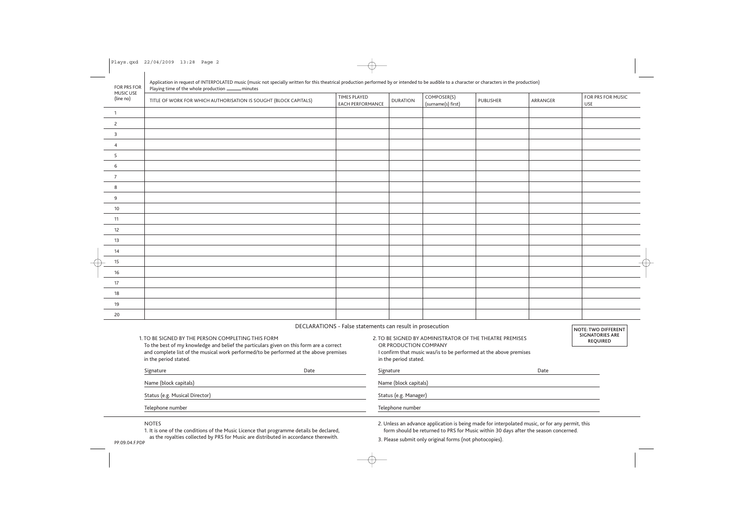Application in request of INTERPOLATED music (music not specially written for this theatrical production performed by or intended to be audible to a character or characters in the production)

Playing time of the whole production ______ minutes

| FOR PRS FOR MUSIC USE (line no) | TITLE OF WORK FOR WHICH AUTHORISATION IS SOUGHT (BLOCK CAPITALS) | TIMES PLAYED EACH PERFORMANCE | DURATION | COMPOSER(S) (surname(s) first) | PUBLISHER | ARRANGER | FOR PRS FOR MUSIC USE |
|---|---|---|---|---|---|---|---|
| 1 | | | | | | | |
| 2 | | | | | | | |
| 3 | | | | | | | |
| 4 | | | | | | | |
| 5 | | | | | | | |
| 6 | | | | | | | |
| 7 | | | | | | | |
| 8 | | | | | | | |
| 9 | | | | | | | |
| 10 | | | | | | | |
| 11 | | | | | | | |
| 12 | | | | | | | |
| 13 | | | | | | | |
| 14 | | | | | | | |
| 15 | | | | | | | |
| 16 | | | | | | | |
| 17 | | | | | | | |
| 18 | | | | | | | |
| 19 | | | | | | | |
| 20 | | | | | | | |

## DECLARATIONS - False statements can result in prosecution

**NOTE: TWO DIFFERENT SIGNATORIES ARE REQUIRED**

1. TO BE SIGNED BY THE PERSON COMPLETING THIS FORM
To the best of my knowledge and belief the particulars given on this form are a correct and complete list of the musical work performed/to be performed at the above premises in the period stated.

Signature ______________________ Date ______________

Name (block capitals) ______________________

Status (e.g. Musical Director) ______________________

Telephone number ______________________

2. TO BE SIGNED BY ADMINISTRATOR OF THE THEATRE PREMISES OR PRODUCTION COMPANY
I confirm that music was/is to be performed at the above premises in the period stated.

Signature ______________________ Date ______________

Name (block capitals) ______________________

Status (e.g. Manager) ______________________

Telephone number ______________________

NOTES

1. It is one of the conditions of the Music Licence that programme details be declared, as the royalties collected by PRS for Music are distributed in accordance therewith.
2. Unless an advance application is being made for interpolated music, or for any permit, this form should be returned to PRS for Music within 30 days after the season concerned.
3. Please submit only original forms (not photocopies).

PP.09.04.F.PDP